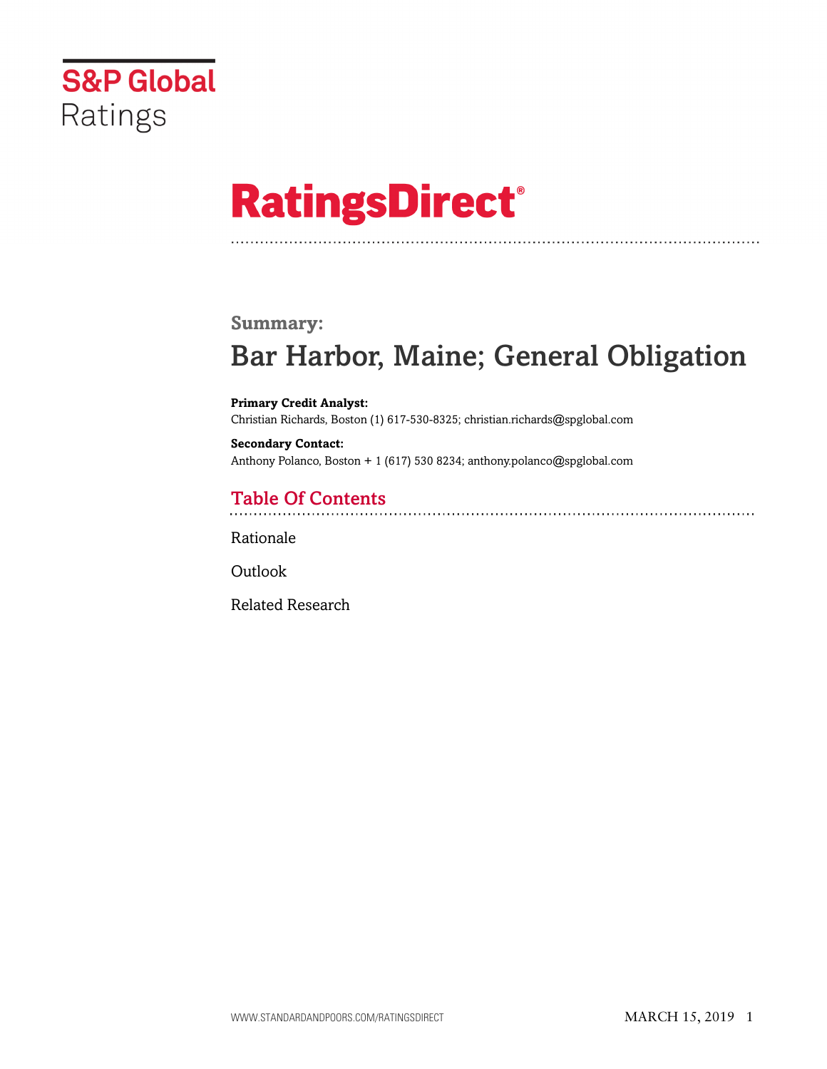S&P Global Ratings

# RatingsDirect®

**Summary:**

## Bar Harbor, Maine; General Obligation

**Primary Credit Analyst:**
Christian Richards, Boston (1) 617-530-8325; christian.richards@spglobal.com

**Secondary Contact:**
Anthony Polanco, Boston + 1 (617) 530 8234; anthony.polanco@spglobal.com

### Table Of Contents

Rationale

Outlook

Related Research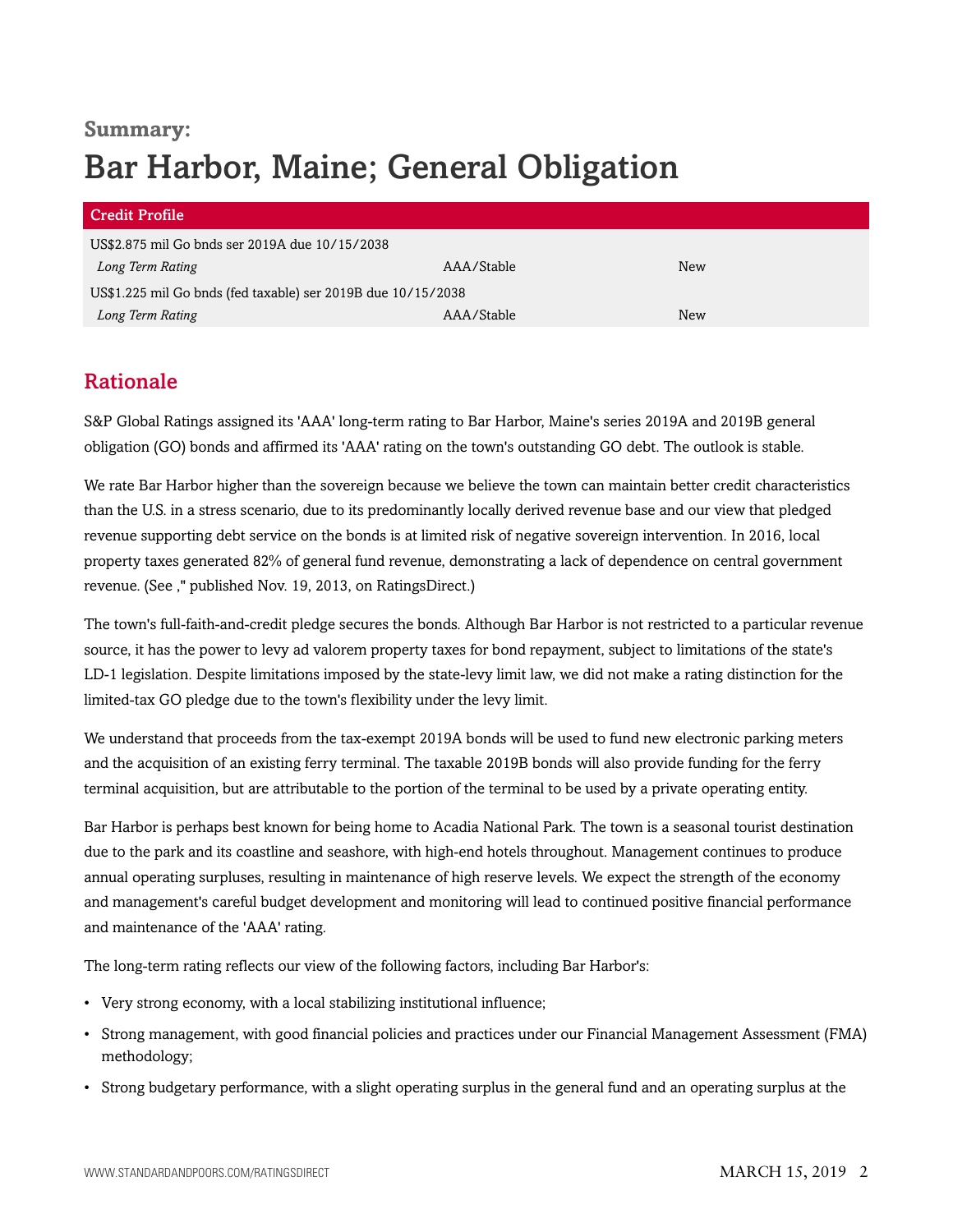**Summary:**

# Bar Harbor, Maine; General Obligation

| Credit Profile | | |
|---|---|---|
| US$2.875 mil Go bnds ser 2019A due 10/15/2038 | | |
| *Long Term Rating* | AAA/Stable | New |
| US$1.225 mil Go bnds (fed taxable) ser 2019B due 10/15/2038 | | |
| *Long Term Rating* | AAA/Stable | New |

## Rationale

S&P Global Ratings assigned its 'AAA' long-term rating to Bar Harbor, Maine's series 2019A and 2019B general obligation (GO) bonds and affirmed its 'AAA' rating on the town's outstanding GO debt. The outlook is stable.

We rate Bar Harbor higher than the sovereign because we believe the town can maintain better credit characteristics than the U.S. in a stress scenario, due to its predominantly locally derived revenue base and our view that pledged revenue supporting debt service on the bonds is at limited risk of negative sovereign intervention. In 2016, local property taxes generated 82% of general fund revenue, demonstrating a lack of dependence on central government revenue. (See ," published Nov. 19, 2013, on RatingsDirect.)

The town's full-faith-and-credit pledge secures the bonds. Although Bar Harbor is not restricted to a particular revenue source, it has the power to levy ad valorem property taxes for bond repayment, subject to limitations of the state's LD-1 legislation. Despite limitations imposed by the state-levy limit law, we did not make a rating distinction for the limited-tax GO pledge due to the town's flexibility under the levy limit.

We understand that proceeds from the tax-exempt 2019A bonds will be used to fund new electronic parking meters and the acquisition of an existing ferry terminal. The taxable 2019B bonds will also provide funding for the ferry terminal acquisition, but are attributable to the portion of the terminal to be used by a private operating entity.

Bar Harbor is perhaps best known for being home to Acadia National Park. The town is a seasonal tourist destination due to the park and its coastline and seashore, with high-end hotels throughout. Management continues to produce annual operating surpluses, resulting in maintenance of high reserve levels. We expect the strength of the economy and management's careful budget development and monitoring will lead to continued positive financial performance and maintenance of the 'AAA' rating.

The long-term rating reflects our view of the following factors, including Bar Harbor's:

- Very strong economy, with a local stabilizing institutional influence;
- Strong management, with good financial policies and practices under our Financial Management Assessment (FMA) methodology;
- Strong budgetary performance, with a slight operating surplus in the general fund and an operating surplus at the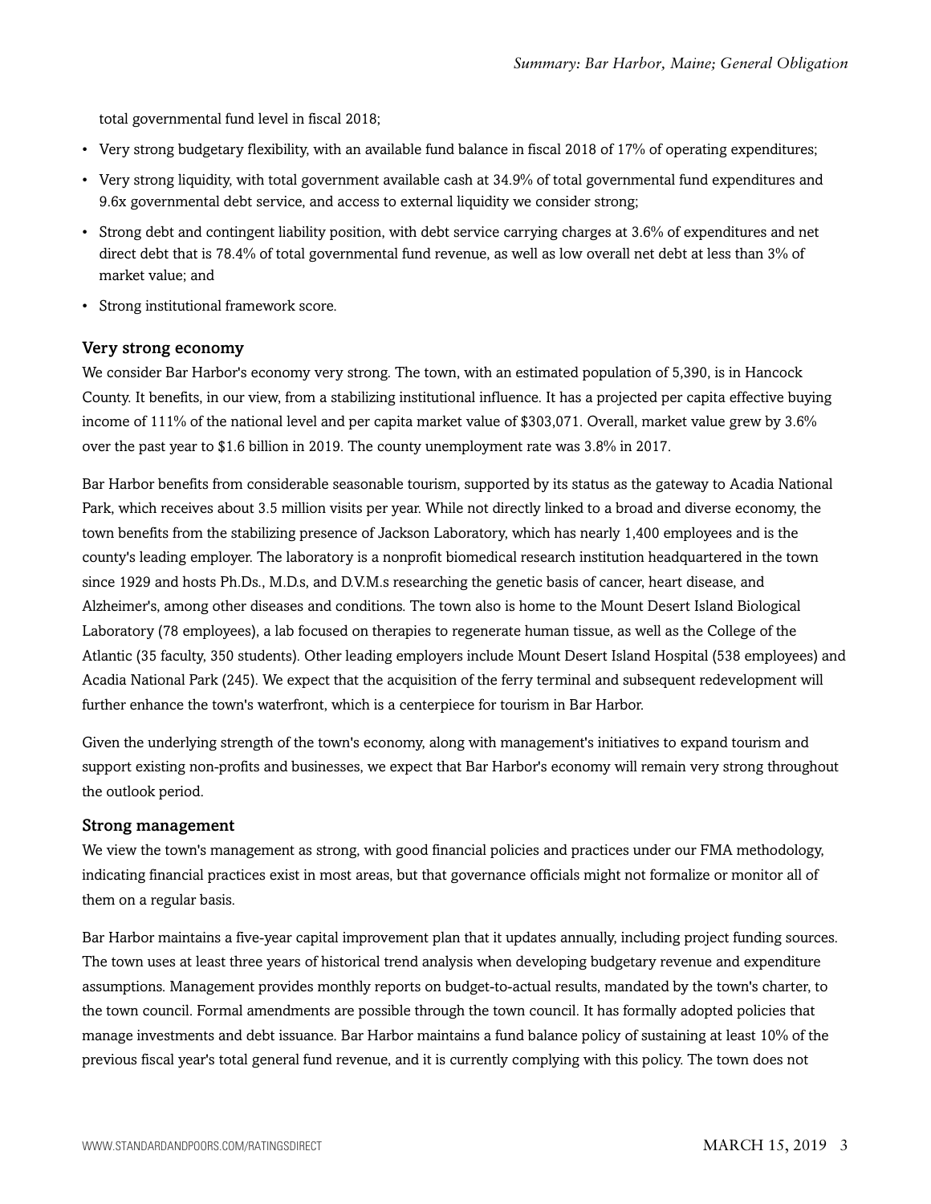total governmental fund level in fiscal 2018;

- Very strong budgetary flexibility, with an available fund balance in fiscal 2018 of 17% of operating expenditures;
- Very strong liquidity, with total government available cash at 34.9% of total governmental fund expenditures and 9.6x governmental debt service, and access to external liquidity we consider strong;
- Strong debt and contingent liability position, with debt service carrying charges at 3.6% of expenditures and net direct debt that is 78.4% of total governmental fund revenue, as well as low overall net debt at less than 3% of market value; and
- Strong institutional framework score.

### Very strong economy

We consider Bar Harbor's economy very strong. The town, with an estimated population of 5,390, is in Hancock County. It benefits, in our view, from a stabilizing institutional influence. It has a projected per capita effective buying income of 111% of the national level and per capita market value of $303,071. Overall, market value grew by 3.6% over the past year to $1.6 billion in 2019. The county unemployment rate was 3.8% in 2017.

Bar Harbor benefits from considerable seasonable tourism, supported by its status as the gateway to Acadia National Park, which receives about 3.5 million visits per year. While not directly linked to a broad and diverse economy, the town benefits from the stabilizing presence of Jackson Laboratory, which has nearly 1,400 employees and is the county's leading employer. The laboratory is a nonprofit biomedical research institution headquartered in the town since 1929 and hosts Ph.Ds., M.D.s, and D.V.M.s researching the genetic basis of cancer, heart disease, and Alzheimer's, among other diseases and conditions. The town also is home to the Mount Desert Island Biological Laboratory (78 employees), a lab focused on therapies to regenerate human tissue, as well as the College of the Atlantic (35 faculty, 350 students). Other leading employers include Mount Desert Island Hospital (538 employees) and Acadia National Park (245). We expect that the acquisition of the ferry terminal and subsequent redevelopment will further enhance the town's waterfront, which is a centerpiece for tourism in Bar Harbor.

Given the underlying strength of the town's economy, along with management's initiatives to expand tourism and support existing non-profits and businesses, we expect that Bar Harbor's economy will remain very strong throughout the outlook period.

### Strong management

We view the town's management as strong, with good financial policies and practices under our FMA methodology, indicating financial practices exist in most areas, but that governance officials might not formalize or monitor all of them on a regular basis.

Bar Harbor maintains a five-year capital improvement plan that it updates annually, including project funding sources. The town uses at least three years of historical trend analysis when developing budgetary revenue and expenditure assumptions. Management provides monthly reports on budget-to-actual results, mandated by the town's charter, to the town council. Formal amendments are possible through the town council. It has formally adopted policies that manage investments and debt issuance. Bar Harbor maintains a fund balance policy of sustaining at least 10% of the previous fiscal year's total general fund revenue, and it is currently complying with this policy. The town does not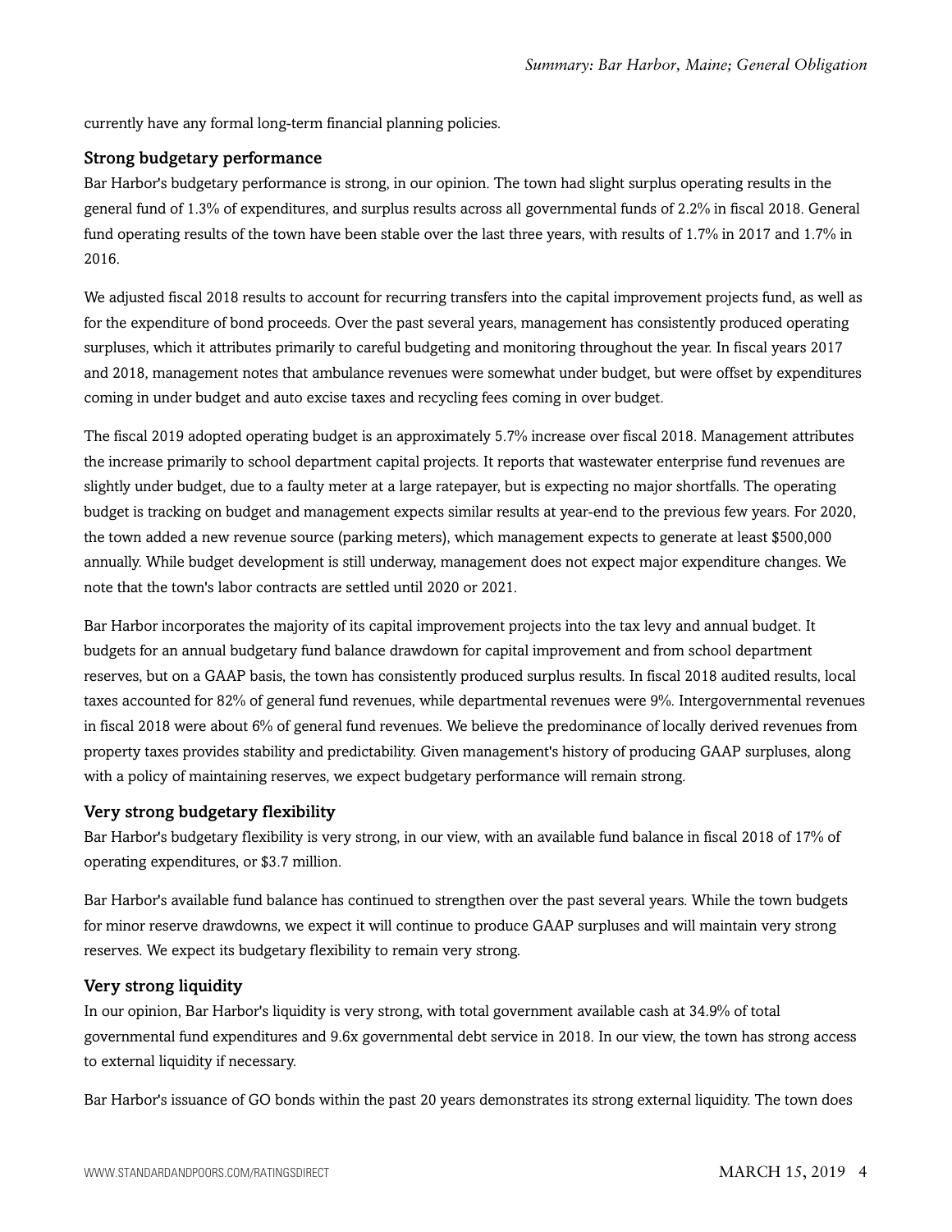currently have any formal long-term financial planning policies.

### Strong budgetary performance

Bar Harbor's budgetary performance is strong, in our opinion. The town had slight surplus operating results in the general fund of 1.3% of expenditures, and surplus results across all governmental funds of 2.2% in fiscal 2018. General fund operating results of the town have been stable over the last three years, with results of 1.7% in 2017 and 1.7% in 2016.

We adjusted fiscal 2018 results to account for recurring transfers into the capital improvement projects fund, as well as for the expenditure of bond proceeds. Over the past several years, management has consistently produced operating surpluses, which it attributes primarily to careful budgeting and monitoring throughout the year. In fiscal years 2017 and 2018, management notes that ambulance revenues were somewhat under budget, but were offset by expenditures coming in under budget and auto excise taxes and recycling fees coming in over budget.

The fiscal 2019 adopted operating budget is an approximately 5.7% increase over fiscal 2018. Management attributes the increase primarily to school department capital projects. It reports that wastewater enterprise fund revenues are slightly under budget, due to a faulty meter at a large ratepayer, but is expecting no major shortfalls. The operating budget is tracking on budget and management expects similar results at year-end to the previous few years. For 2020, the town added a new revenue source (parking meters), which management expects to generate at least $500,000 annually. While budget development is still underway, management does not expect major expenditure changes. We note that the town's labor contracts are settled until 2020 or 2021.

Bar Harbor incorporates the majority of its capital improvement projects into the tax levy and annual budget. It budgets for an annual budgetary fund balance drawdown for capital improvement and from school department reserves, but on a GAAP basis, the town has consistently produced surplus results. In fiscal 2018 audited results, local taxes accounted for 82% of general fund revenues, while departmental revenues were 9%. Intergovernmental revenues in fiscal 2018 were about 6% of general fund revenues. We believe the predominance of locally derived revenues from property taxes provides stability and predictability. Given management's history of producing GAAP surpluses, along with a policy of maintaining reserves, we expect budgetary performance will remain strong.

### Very strong budgetary flexibility

Bar Harbor's budgetary flexibility is very strong, in our view, with an available fund balance in fiscal 2018 of 17% of operating expenditures, or $3.7 million.

Bar Harbor's available fund balance has continued to strengthen over the past several years. While the town budgets for minor reserve drawdowns, we expect it will continue to produce GAAP surpluses and will maintain very strong reserves. We expect its budgetary flexibility to remain very strong.

### Very strong liquidity

In our opinion, Bar Harbor's liquidity is very strong, with total government available cash at 34.9% of total governmental fund expenditures and 9.6x governmental debt service in 2018. In our view, the town has strong access to external liquidity if necessary.

Bar Harbor's issuance of GO bonds within the past 20 years demonstrates its strong external liquidity. The town does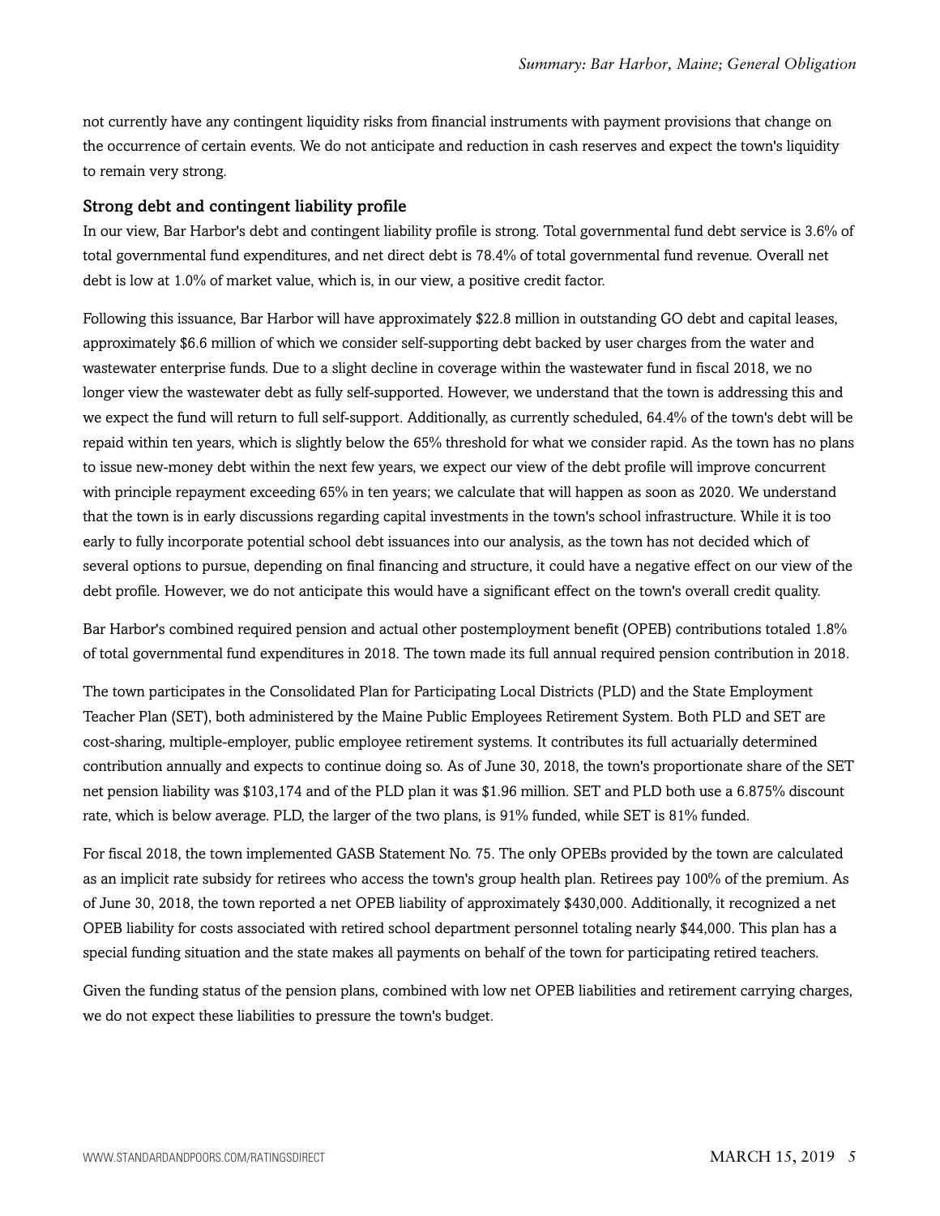not currently have any contingent liquidity risks from financial instruments with payment provisions that change on the occurrence of certain events. We do not anticipate and reduction in cash reserves and expect the town's liquidity to remain very strong.

### Strong debt and contingent liability profile

In our view, Bar Harbor's debt and contingent liability profile is strong. Total governmental fund debt service is 3.6% of total governmental fund expenditures, and net direct debt is 78.4% of total governmental fund revenue. Overall net debt is low at 1.0% of market value, which is, in our view, a positive credit factor.

Following this issuance, Bar Harbor will have approximately $22.8 million in outstanding GO debt and capital leases, approximately $6.6 million of which we consider self-supporting debt backed by user charges from the water and wastewater enterprise funds. Due to a slight decline in coverage within the wastewater fund in fiscal 2018, we no longer view the wastewater debt as fully self-supported. However, we understand that the town is addressing this and we expect the fund will return to full self-support. Additionally, as currently scheduled, 64.4% of the town's debt will be repaid within ten years, which is slightly below the 65% threshold for what we consider rapid. As the town has no plans to issue new-money debt within the next few years, we expect our view of the debt profile will improve concurrent with principle repayment exceeding 65% in ten years; we calculate that will happen as soon as 2020. We understand that the town is in early discussions regarding capital investments in the town's school infrastructure. While it is too early to fully incorporate potential school debt issuances into our analysis, as the town has not decided which of several options to pursue, depending on final financing and structure, it could have a negative effect on our view of the debt profile. However, we do not anticipate this would have a significant effect on the town's overall credit quality.

Bar Harbor's combined required pension and actual other postemployment benefit (OPEB) contributions totaled 1.8% of total governmental fund expenditures in 2018. The town made its full annual required pension contribution in 2018.

The town participates in the Consolidated Plan for Participating Local Districts (PLD) and the State Employment Teacher Plan (SET), both administered by the Maine Public Employees Retirement System. Both PLD and SET are cost-sharing, multiple-employer, public employee retirement systems. It contributes its full actuarially determined contribution annually and expects to continue doing so. As of June 30, 2018, the town's proportionate share of the SET net pension liability was $103,174 and of the PLD plan it was $1.96 million. SET and PLD both use a 6.875% discount rate, which is below average. PLD, the larger of the two plans, is 91% funded, while SET is 81% funded.

For fiscal 2018, the town implemented GASB Statement No. 75. The only OPEBs provided by the town are calculated as an implicit rate subsidy for retirees who access the town's group health plan. Retirees pay 100% of the premium. As of June 30, 2018, the town reported a net OPEB liability of approximately $430,000. Additionally, it recognized a net OPEB liability for costs associated with retired school department personnel totaling nearly $44,000. This plan has a special funding situation and the state makes all payments on behalf of the town for participating retired teachers.

Given the funding status of the pension plans, combined with low net OPEB liabilities and retirement carrying charges, we do not expect these liabilities to pressure the town's budget.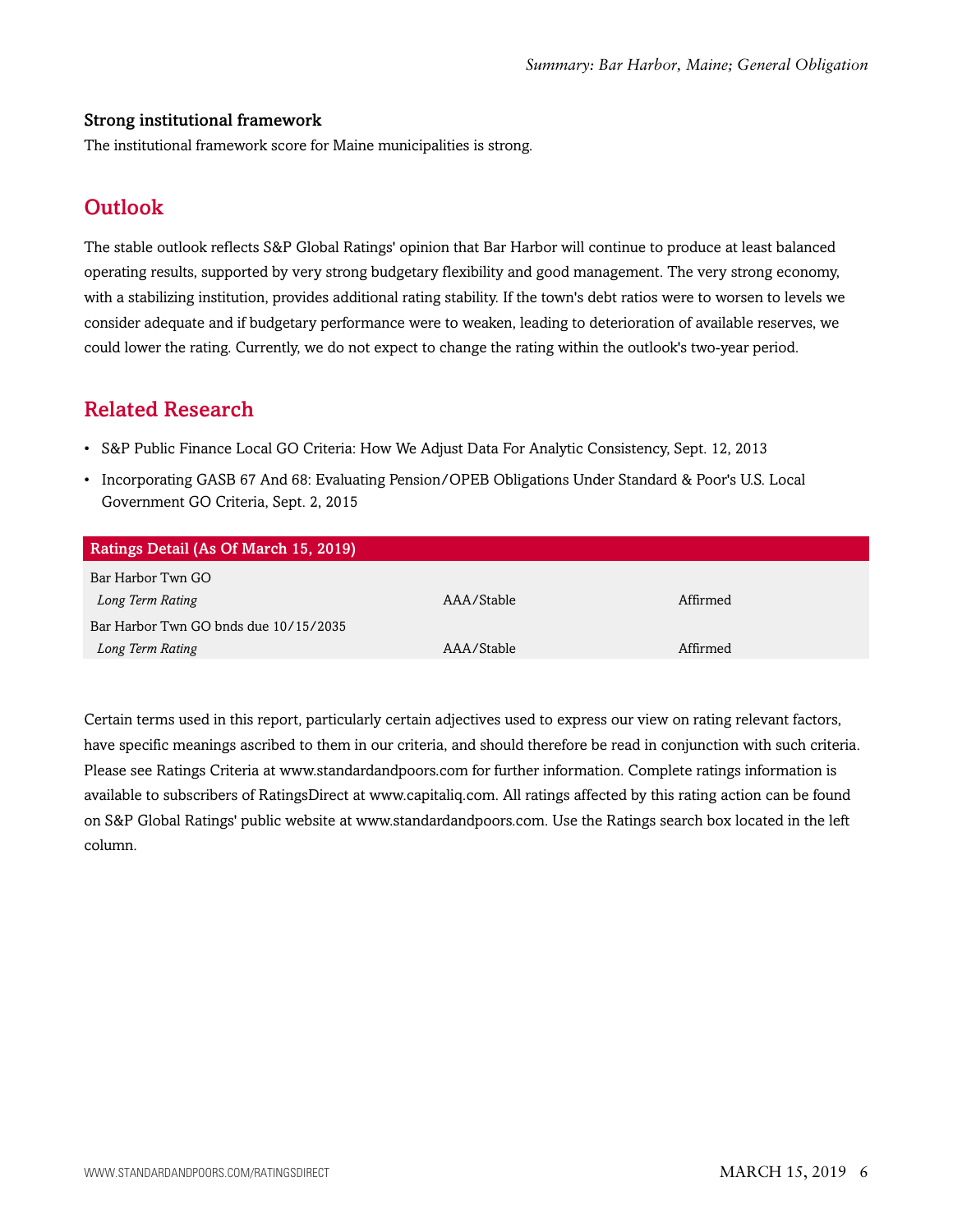### Strong institutional framework

The institutional framework score for Maine municipalities is strong.

## Outlook

The stable outlook reflects S&P Global Ratings' opinion that Bar Harbor will continue to produce at least balanced operating results, supported by very strong budgetary flexibility and good management. The very strong economy, with a stabilizing institution, provides additional rating stability. If the town's debt ratios were to worsen to levels we consider adequate and if budgetary performance were to weaken, leading to deterioration of available reserves, we could lower the rating. Currently, we do not expect to change the rating within the outlook's two-year period.

## Related Research

- S&P Public Finance Local GO Criteria: How We Adjust Data For Analytic Consistency, Sept. 12, 2013
- Incorporating GASB 67 And 68: Evaluating Pension/OPEB Obligations Under Standard & Poor's U.S. Local Government GO Criteria, Sept. 2, 2015

| Ratings Detail (As Of March 15, 2019) | | |
|---|---|---|
| Bar Harbor Twn GO | | |
| *Long Term Rating* | AAA/Stable | Affirmed |
| Bar Harbor Twn GO bnds due 10/15/2035 | | |
| *Long Term Rating* | AAA/Stable | Affirmed |

Certain terms used in this report, particularly certain adjectives used to express our view on rating relevant factors, have specific meanings ascribed to them in our criteria, and should therefore be read in conjunction with such criteria. Please see Ratings Criteria at www.standardandpoors.com for further information. Complete ratings information is available to subscribers of RatingsDirect at www.capitaliq.com. All ratings affected by this rating action can be found on S&P Global Ratings' public website at www.standardandpoors.com. Use the Ratings search box located in the left column.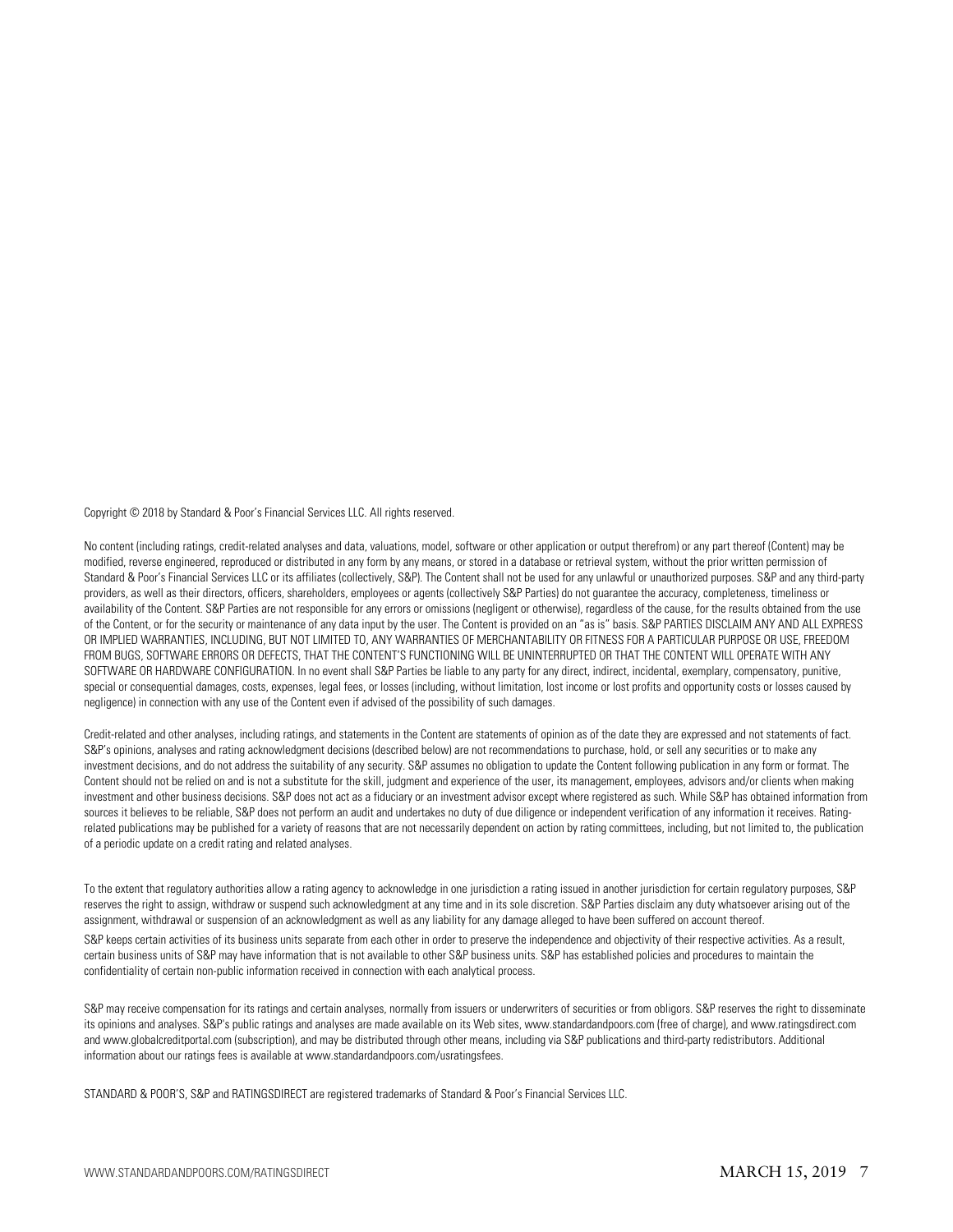Copyright © 2018 by Standard & Poor's Financial Services LLC. All rights reserved.

No content (including ratings, credit-related analyses and data, valuations, model, software or other application or output therefrom) or any part thereof (Content) may be modified, reverse engineered, reproduced or distributed in any form by any means, or stored in a database or retrieval system, without the prior written permission of Standard & Poor's Financial Services LLC or its affiliates (collectively, S&P). The Content shall not be used for any unlawful or unauthorized purposes. S&P and any third-party providers, as well as their directors, officers, shareholders, employees or agents (collectively S&P Parties) do not guarantee the accuracy, completeness, timeliness or availability of the Content. S&P Parties are not responsible for any errors or omissions (negligent or otherwise), regardless of the cause, for the results obtained from the use of the Content, or for the security or maintenance of any data input by the user. The Content is provided on an "as is" basis. S&P PARTIES DISCLAIM ANY AND ALL EXPRESS OR IMPLIED WARRANTIES, INCLUDING, BUT NOT LIMITED TO, ANY WARRANTIES OF MERCHANTABILITY OR FITNESS FOR A PARTICULAR PURPOSE OR USE, FREEDOM FROM BUGS, SOFTWARE ERRORS OR DEFECTS, THAT THE CONTENT'S FUNCTIONING WILL BE UNINTERRUPTED OR THAT THE CONTENT WILL OPERATE WITH ANY SOFTWARE OR HARDWARE CONFIGURATION. In no event shall S&P Parties be liable to any party for any direct, indirect, incidental, exemplary, compensatory, punitive, special or consequential damages, costs, expenses, legal fees, or losses (including, without limitation, lost income or lost profits and opportunity costs or losses caused by negligence) in connection with any use of the Content even if advised of the possibility of such damages.

Credit-related and other analyses, including ratings, and statements in the Content are statements of opinion as of the date they are expressed and not statements of fact. S&P's opinions, analyses and rating acknowledgment decisions (described below) are not recommendations to purchase, hold, or sell any securities or to make any investment decisions, and do not address the suitability of any security. S&P assumes no obligation to update the Content following publication in any form or format. The Content should not be relied on and is not a substitute for the skill, judgment and experience of the user, its management, employees, advisors and/or clients when making investment and other business decisions. S&P does not act as a fiduciary or an investment advisor except where registered as such. While S&P has obtained information from sources it believes to be reliable, S&P does not perform an audit and undertakes no duty of due diligence or independent verification of any information it receives. Rating-related publications may be published for a variety of reasons that are not necessarily dependent on action by rating committees, including, but not limited to, the publication of a periodic update on a credit rating and related analyses.

To the extent that regulatory authorities allow a rating agency to acknowledge in one jurisdiction a rating issued in another jurisdiction for certain regulatory purposes, S&P reserves the right to assign, withdraw or suspend such acknowledgment at any time and in its sole discretion. S&P Parties disclaim any duty whatsoever arising out of the assignment, withdrawal or suspension of an acknowledgment as well as any liability for any damage alleged to have been suffered on account thereof.

S&P keeps certain activities of its business units separate from each other in order to preserve the independence and objectivity of their respective activities. As a result, certain business units of S&P may have information that is not available to other S&P business units. S&P has established policies and procedures to maintain the confidentiality of certain non-public information received in connection with each analytical process.

S&P may receive compensation for its ratings and certain analyses, normally from issuers or underwriters of securities or from obligors. S&P reserves the right to disseminate its opinions and analyses. S&P's public ratings and analyses are made available on its Web sites, www.standardandpoors.com (free of charge), and www.ratingsdirect.com and www.globalcreditportal.com (subscription), and may be distributed through other means, including via S&P publications and third-party redistributors. Additional information about our ratings fees is available at www.standardandpoors.com/usratingsfees.

STANDARD & POOR'S, S&P and RATINGSDIRECT are registered trademarks of Standard & Poor's Financial Services LLC.